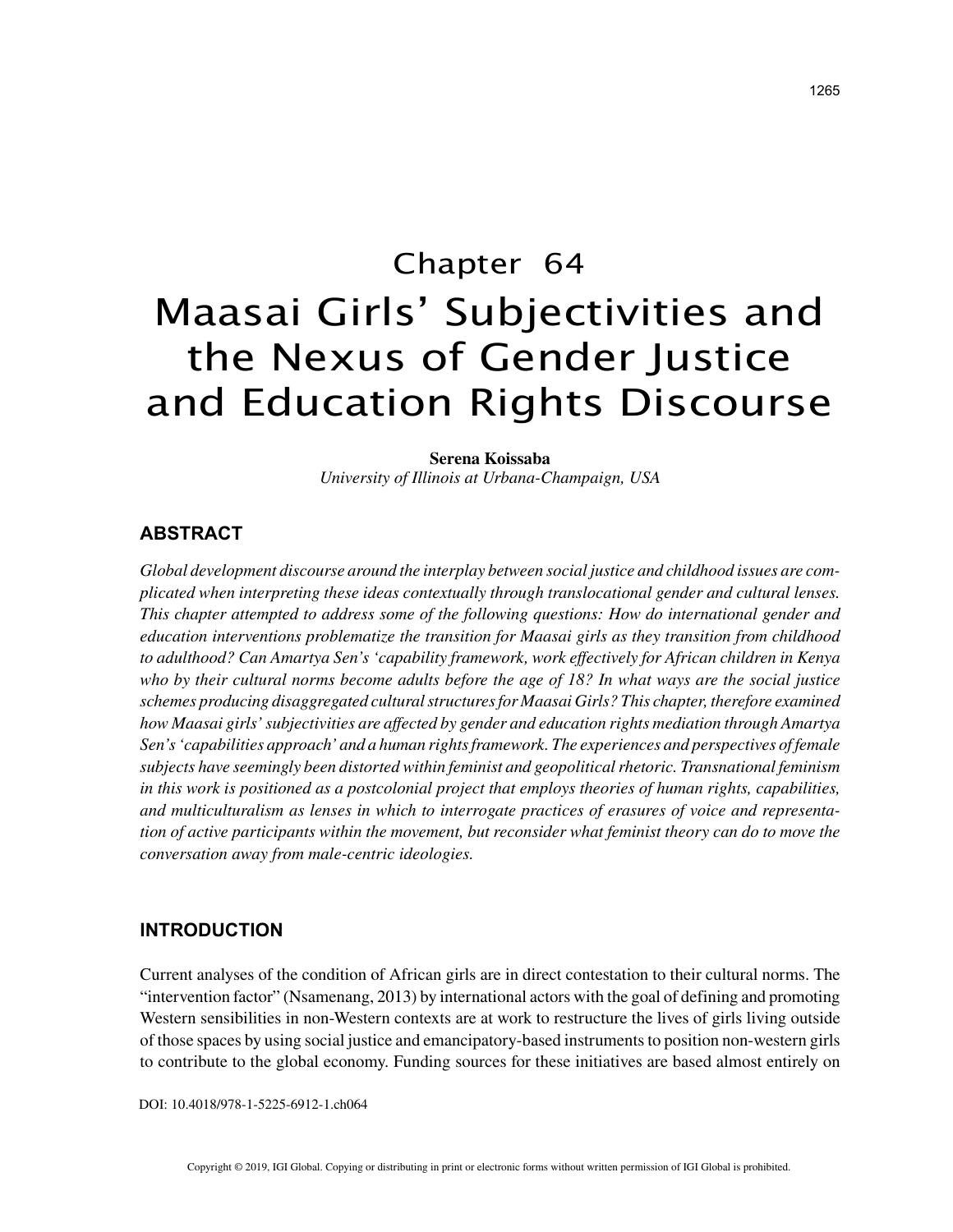# Chapter 64

# Maasai Girls' Subjectivities and the Nexus of Gender Justice and Education Rights Discourse

**Serena Koissaba**
*University of Illinois at Urbana-Champaign, USA*

## ABSTRACT

*Global development discourse around the interplay between social justice and childhood issues are complicated when interpreting these ideas contextually through translocational gender and cultural lenses. This chapter attempted to address some of the following questions: How do international gender and education interventions problematize the transition for Maasai girls as they transition from childhood to adulthood? Can Amartya Sen's 'capability framework, work effectively for African children in Kenya who by their cultural norms become adults before the age of 18? In what ways are the social justice schemes producing disaggregated cultural structures for Maasai Girls? This chapter, therefore examined how Maasai girls' subjectivities are affected by gender and education rights mediation through Amartya Sen's 'capabilities approach' and a human rights framework. The experiences and perspectives of female subjects have seemingly been distorted within feminist and geopolitical rhetoric. Transnational feminism in this work is positioned as a postcolonial project that employs theories of human rights, capabilities, and multiculturalism as lenses in which to interrogate practices of erasures of voice and representation of active participants within the movement, but reconsider what feminist theory can do to move the conversation away from male-centric ideologies.*

## INTRODUCTION

Current analyses of the condition of African girls are in direct contestation to their cultural norms. The "intervention factor" (Nsamenang, 2013) by international actors with the goal of defining and promoting Western sensibilities in non-Western contexts are at work to restructure the lives of girls living outside of those spaces by using social justice and emancipatory-based instruments to position non-western girls to contribute to the global economy. Funding sources for these initiatives are based almost entirely on

DOI: 10.4018/978-1-5225-6912-1.ch064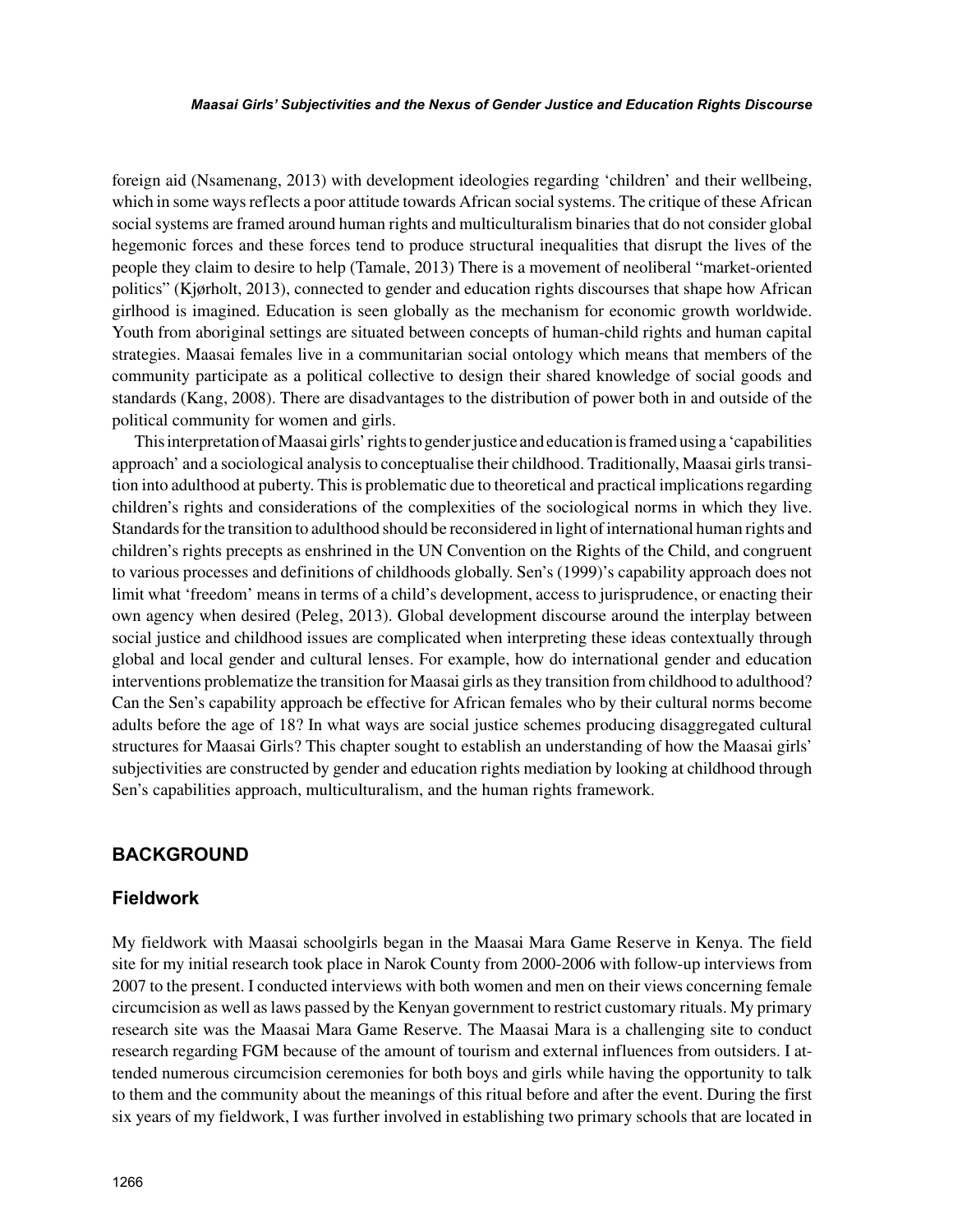foreign aid (Nsamenang, 2013) with development ideologies regarding 'children' and their wellbeing, which in some ways reflects a poor attitude towards African social systems. The critique of these African social systems are framed around human rights and multiculturalism binaries that do not consider global hegemonic forces and these forces tend to produce structural inequalities that disrupt the lives of the people they claim to desire to help (Tamale, 2013) There is a movement of neoliberal "market-oriented politics" (Kjørholt, 2013), connected to gender and education rights discourses that shape how African girlhood is imagined. Education is seen globally as the mechanism for economic growth worldwide. Youth from aboriginal settings are situated between concepts of human-child rights and human capital strategies. Maasai females live in a communitarian social ontology which means that members of the community participate as a political collective to design their shared knowledge of social goods and standards (Kang, 2008). There are disadvantages to the distribution of power both in and outside of the political community for women and girls.

This interpretation of Maasai girls' rights to gender justice and education is framed using a 'capabilities approach' and a sociological analysis to conceptualise their childhood. Traditionally, Maasai girls transition into adulthood at puberty. This is problematic due to theoretical and practical implications regarding children's rights and considerations of the complexities of the sociological norms in which they live. Standards for the transition to adulthood should be reconsidered in light of international human rights and children's rights precepts as enshrined in the UN Convention on the Rights of the Child, and congruent to various processes and definitions of childhoods globally. Sen's (1999)'s capability approach does not limit what 'freedom' means in terms of a child's development, access to jurisprudence, or enacting their own agency when desired (Peleg, 2013). Global development discourse around the interplay between social justice and childhood issues are complicated when interpreting these ideas contextually through global and local gender and cultural lenses. For example, how do international gender and education interventions problematize the transition for Maasai girls as they transition from childhood to adulthood? Can the Sen's capability approach be effective for African females who by their cultural norms become adults before the age of 18? In what ways are social justice schemes producing disaggregated cultural structures for Maasai Girls? This chapter sought to establish an understanding of how the Maasai girls' subjectivities are constructed by gender and education rights mediation by looking at childhood through Sen's capabilities approach, multiculturalism, and the human rights framework.

## BACKGROUND

### Fieldwork

My fieldwork with Maasai schoolgirls began in the Maasai Mara Game Reserve in Kenya. The field site for my initial research took place in Narok County from 2000-2006 with follow-up interviews from 2007 to the present. I conducted interviews with both women and men on their views concerning female circumcision as well as laws passed by the Kenyan government to restrict customary rituals. My primary research site was the Maasai Mara Game Reserve. The Maasai Mara is a challenging site to conduct research regarding FGM because of the amount of tourism and external influences from outsiders. I attended numerous circumcision ceremonies for both boys and girls while having the opportunity to talk to them and the community about the meanings of this ritual before and after the event. During the first six years of my fieldwork, I was further involved in establishing two primary schools that are located in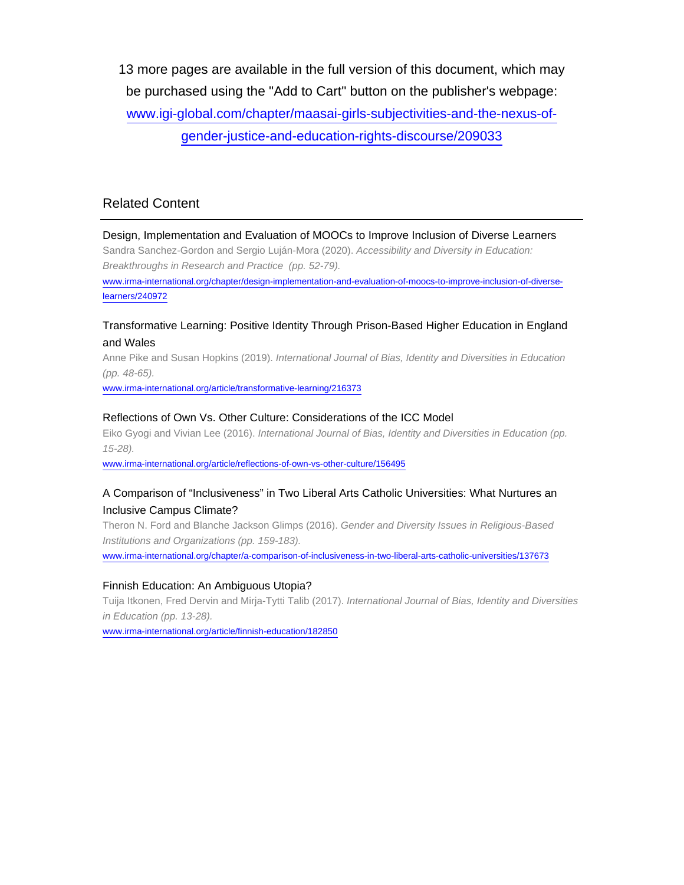13 more pages are available in the full version of this document, which may be purchased using the "Add to Cart" button on the publisher's webpage: [www.igi-global.com/chapter/maasai-girls-subjectivities-and-the-nexus-of-gender-justice-and-education-rights-discourse/209033](www.igi-global.com/chapter/maasai-girls-subjectivities-and-the-nexus-of-gender-justice-and-education-rights-discourse/209033)

## Related Content

Design, Implementation and Evaluation of MOOCs to Improve Inclusion of Diverse Learners
Sandra Sanchez-Gordon and Sergio Luján-Mora (2020). *Accessibility and Diversity in Education: Breakthroughs in Research and Practice (pp. 52-79).*
[www.irma-international.org/chapter/design-implementation-and-evaluation-of-moocs-to-improve-inclusion-of-diverse-learners/240972](www.irma-international.org/chapter/design-implementation-and-evaluation-of-moocs-to-improve-inclusion-of-diverse-learners/240972)

Transformative Learning: Positive Identity Through Prison-Based Higher Education in England and Wales
Anne Pike and Susan Hopkins (2019). *International Journal of Bias, Identity and Diversities in Education (pp. 48-65).*
[www.irma-international.org/article/transformative-learning/216373](www.irma-international.org/article/transformative-learning/216373)

Reflections of Own Vs. Other Culture: Considerations of the ICC Model
Eiko Gyogi and Vivian Lee (2016). *International Journal of Bias, Identity and Diversities in Education (pp. 15-28).*
[www.irma-international.org/article/reflections-of-own-vs-other-culture/156495](www.irma-international.org/article/reflections-of-own-vs-other-culture/156495)

A Comparison of "Inclusiveness" in Two Liberal Arts Catholic Universities: What Nurtures an Inclusive Campus Climate?
Theron N. Ford and Blanche Jackson Glimps (2016). *Gender and Diversity Issues in Religious-Based Institutions and Organizations (pp. 159-183).*
[www.irma-international.org/chapter/a-comparison-of-inclusiveness-in-two-liberal-arts-catholic-universities/137673](www.irma-international.org/chapter/a-comparison-of-inclusiveness-in-two-liberal-arts-catholic-universities/137673)

Finnish Education: An Ambiguous Utopia?
Tuija Itkonen, Fred Dervin and Mirja-Tytti Talib (2017). *International Journal of Bias, Identity and Diversities in Education (pp. 13-28).*
[www.irma-international.org/article/finnish-education/182850](www.irma-international.org/article/finnish-education/182850)